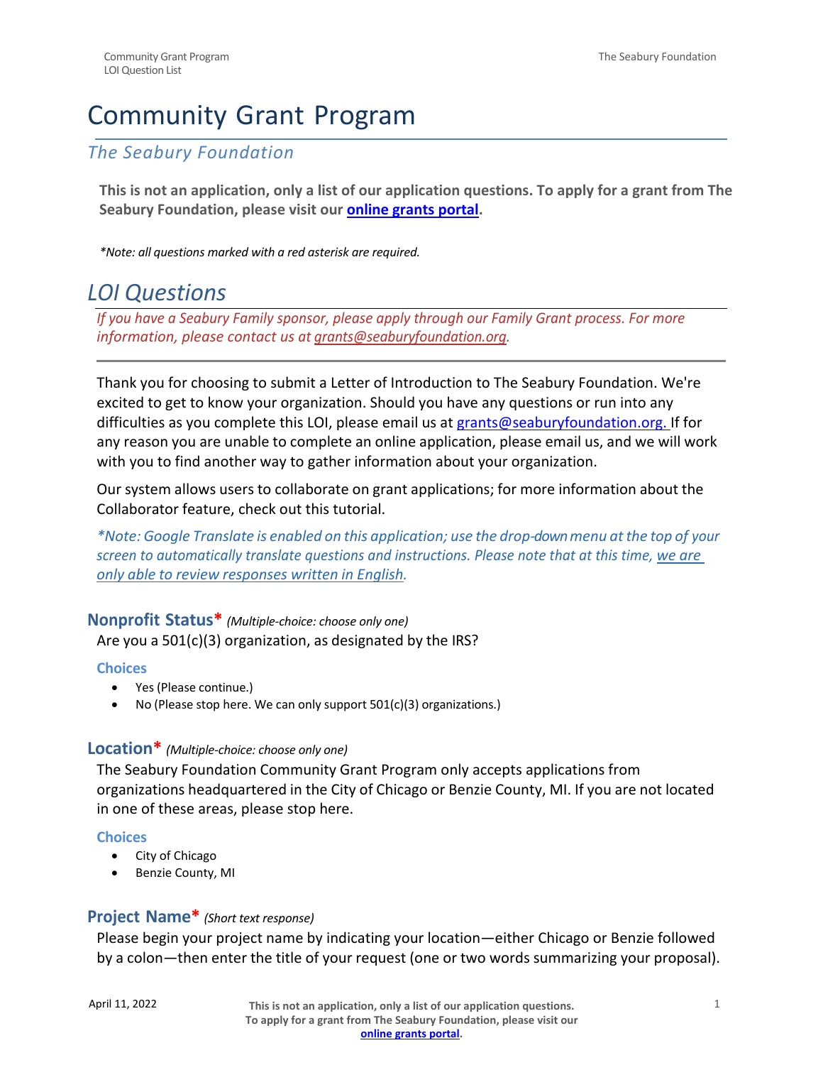# Community Grant Program

*The Seabury Foundation*

**This is not an application, only a list of our application questions. To apply for a grant from The Seabury Foundation, please visit our [online grants portal](online grants portal).**

*\*Note: all questions marked with a red asterisk are required.*

## LOI Questions

*If you have a Seabury Family sponsor, please apply through our Family Grant process. For more information, please contact us at grants@seaburyfoundation.org.*

---

Thank you for choosing to submit a Letter of Introduction to The Seabury Foundation. We're excited to get to know your organization. Should you have any questions or run into any difficulties as you complete this LOI, please email us at grants@seaburyfoundation.org. If for any reason you are unable to complete an online application, please email us, and we will work with you to find another way to gather information about your organization.

Our system allows users to collaborate on grant applications; for more information about the Collaborator feature, check out this tutorial.

*\*Note: Google Translate is enabled on this application; use the drop-down menu at the top of your screen to automatically translate questions and instructions. Please note that at this time, we are only able to review responses written in English.*

### Nonprofit Status* *(Multiple-choice: choose only one)*

Are you a 501(c)(3) organization, as designated by the IRS?

**Choices**

- Yes (Please continue.)
- No (Please stop here. We can only support 501(c)(3) organizations.)

### Location* *(Multiple-choice: choose only one)*

The Seabury Foundation Community Grant Program only accepts applications from organizations headquartered in the City of Chicago or Benzie County, MI. If you are not located in one of these areas, please stop here.

**Choices**

- City of Chicago
- Benzie County, MI

### Project Name* *(Short text response)*

Please begin your project name by indicating your location—either Chicago or Benzie followed by a colon—then enter the title of your request (one or two words summarizing your proposal).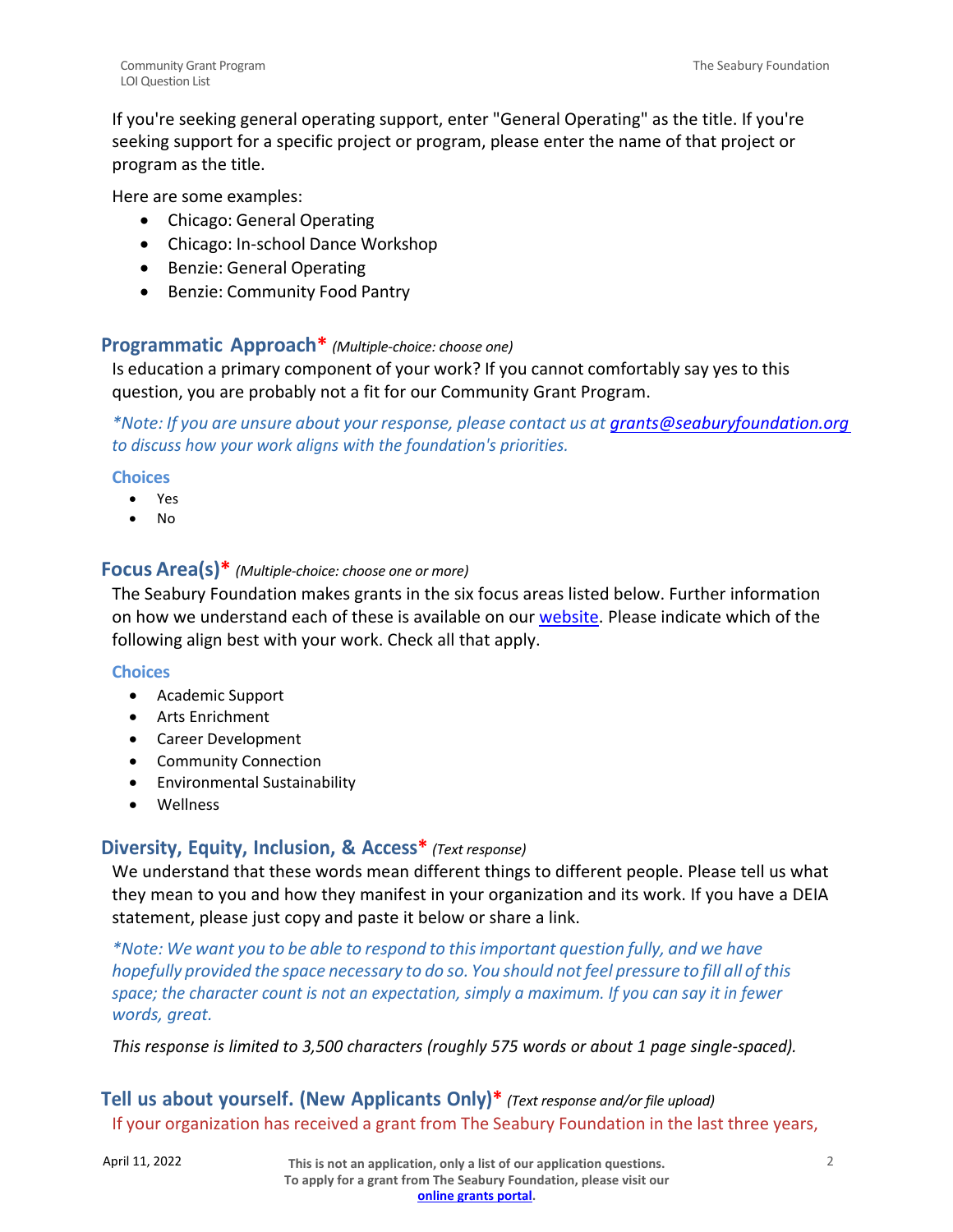If you're seeking general operating support, enter "General Operating" as the title. If you're seeking support for a specific project or program, please enter the name of that project or program as the title.

Here are some examples:

- Chicago: General Operating
- Chicago: In-school Dance Workshop
- Benzie: General Operating
- Benzie: Community Food Pantry

## Programmatic Approach* *(Multiple-choice: choose one)*

Is education a primary component of your work? If you cannot comfortably say yes to this question, you are probably not a fit for our Community Grant Program.

*\*Note: If you are unsure about your response, please contact us at [grants@seaburyfoundation.org](mailto:grants@seaburyfoundation.org) to discuss how your work aligns with the foundation's priorities.*

### Choices

- Yes
- No

## Focus Area(s)* *(Multiple-choice: choose one or more)*

The Seabury Foundation makes grants in the six focus areas listed below. Further information on how we understand each of these is available on our website. Please indicate which of the following align best with your work. Check all that apply.

### Choices

- Academic Support
- Arts Enrichment
- Career Development
- Community Connection
- Environmental Sustainability
- Wellness

## Diversity, Equity, Inclusion, & Access* *(Text response)*

We understand that these words mean different things to different people. Please tell us what they mean to you and how they manifest in your organization and its work. If you have a DEIA statement, please just copy and paste it below or share a link.

*\*Note: We want you to be able to respond to this important question fully, and we have hopefully provided the space necessary to do so. You should not feel pressure to fill all of this space; the character count is not an expectation, simply a maximum. If you can say it in fewer words, great.*

*This response is limited to 3,500 characters (roughly 575 words or about 1 page single-spaced).*

## Tell us about yourself. (New Applicants Only)* *(Text response and/or file upload)*

If your organization has received a grant from The Seabury Foundation in the last three years,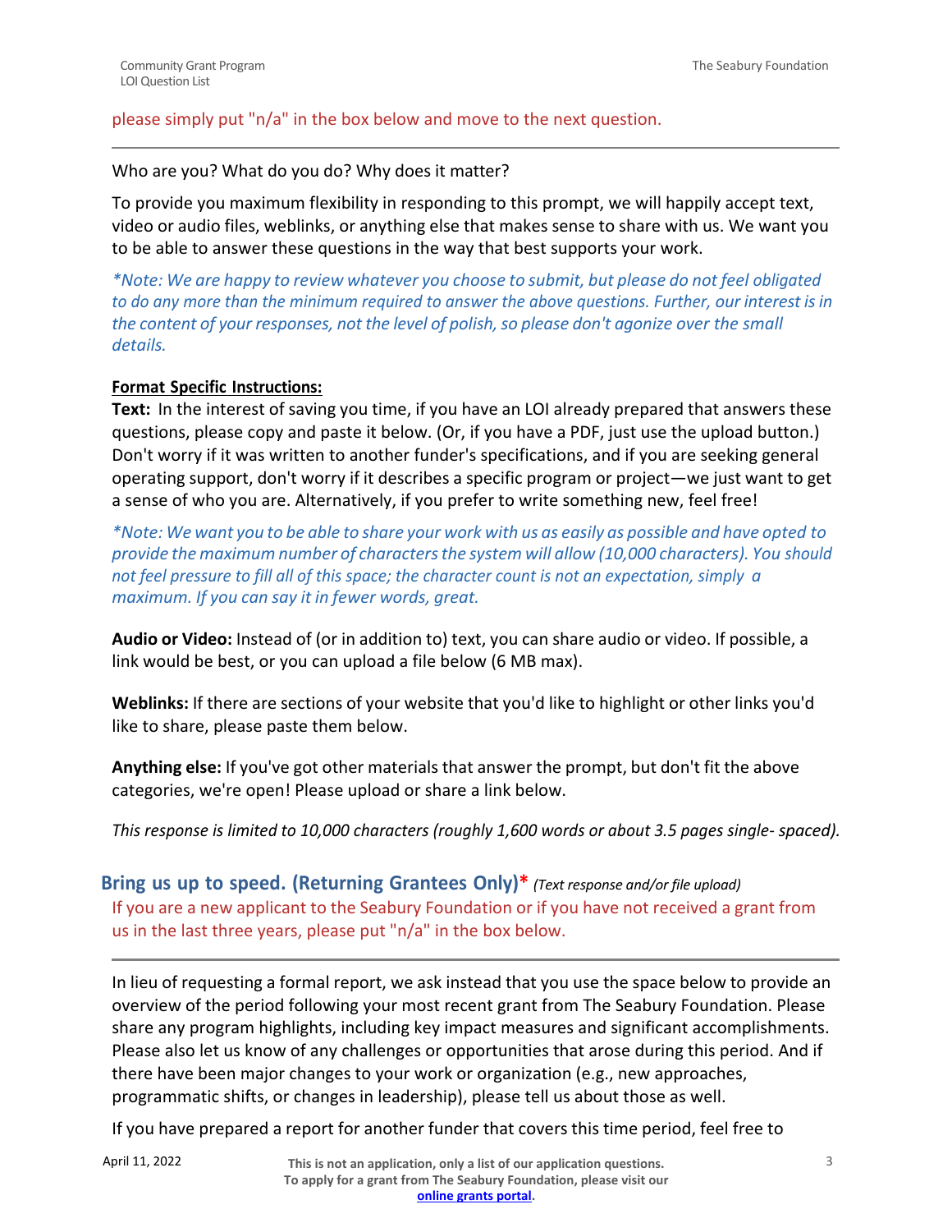please simply put "n/a" in the box below and move to the next question.

---

Who are you? What do you do? Why does it matter?

To provide you maximum flexibility in responding to this prompt, we will happily accept text, video or audio files, weblinks, or anything else that makes sense to share with us. We want you to be able to answer these questions in the way that best supports your work.

*\*Note: We are happy to review whatever you choose to submit, but please do not feel obligated to do any more than the minimum required to answer the above questions. Further, our interest is in the content of your responses, not the level of polish, so please don't agonize over the small details.*

**Format Specific Instructions:**

**Text:** In the interest of saving you time, if you have an LOI already prepared that answers these questions, please copy and paste it below. (Or, if you have a PDF, just use the upload button.) Don't worry if it was written to another funder's specifications, and if you are seeking general operating support, don't worry if it describes a specific program or project—we just want to get a sense of who you are. Alternatively, if you prefer to write something new, feel free!

*\*Note: We want you to be able to share your work with us as easily as possible and have opted to provide the maximum number of characters the system will allow (10,000 characters). You should not feel pressure to fill all of this space; the character count is not an expectation, simply a maximum. If you can say it in fewer words, great.*

**Audio or Video:** Instead of (or in addition to) text, you can share audio or video. If possible, a link would be best, or you can upload a file below (6 MB max).

**Weblinks:** If there are sections of your website that you'd like to highlight or other links you'd like to share, please paste them below.

**Anything else:** If you've got other materials that answer the prompt, but don't fit the above categories, we're open! Please upload or share a link below.

*This response is limited to 10,000 characters (roughly 1,600 words or about 3.5 pages single- spaced).*

## Bring us up to speed. (Returning Grantees Only)* *(Text response and/or file upload)*

If you are a new applicant to the Seabury Foundation or if you have not received a grant from us in the last three years, please put "n/a" in the box below.

---

In lieu of requesting a formal report, we ask instead that you use the space below to provide an overview of the period following your most recent grant from The Seabury Foundation. Please share any program highlights, including key impact measures and significant accomplishments. Please also let us know of any challenges or opportunities that arose during this period. And if there have been major changes to your work or organization (e.g., new approaches, programmatic shifts, or changes in leadership), please tell us about those as well.

If you have prepared a report for another funder that covers this time period, feel free to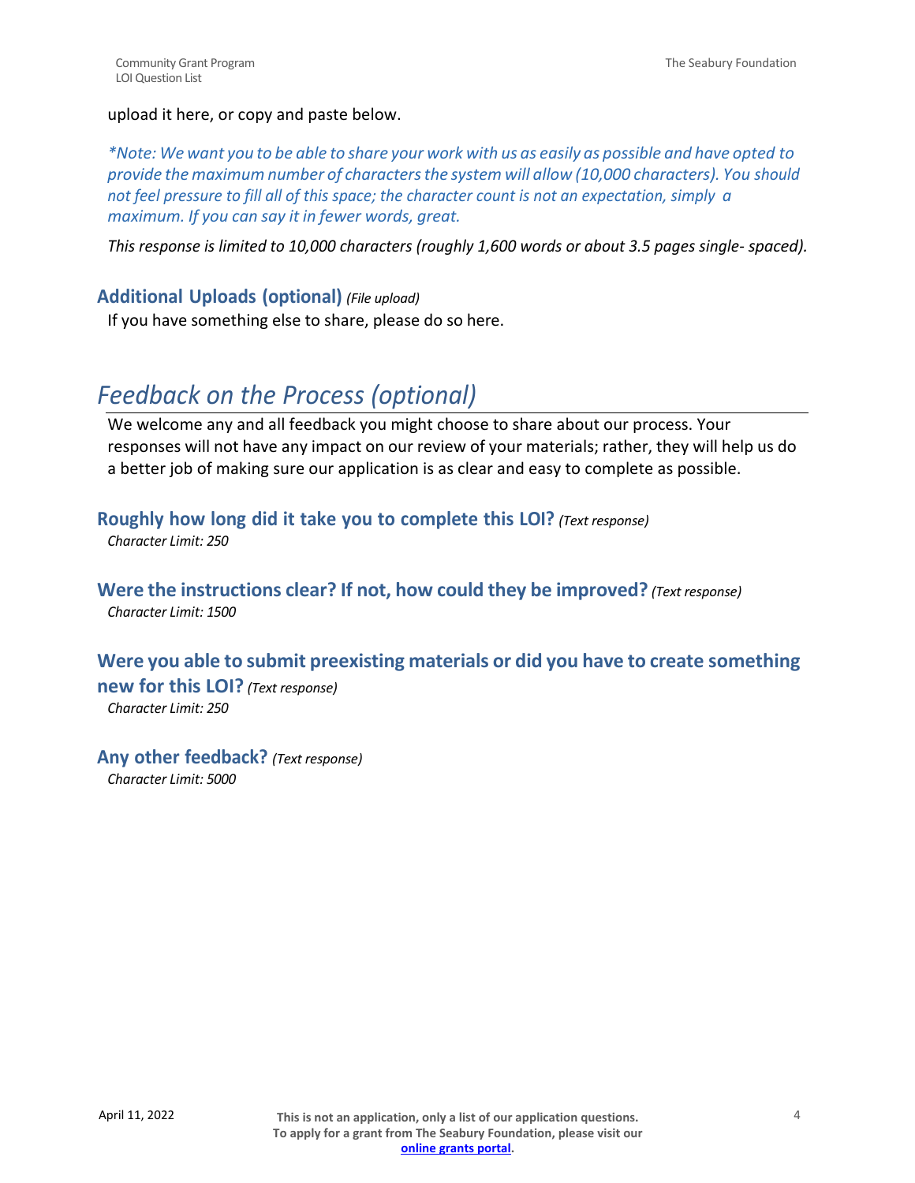upload it here, or copy and paste below.

*\*Note: We want you to be able to share your work with us as easily as possible and have opted to provide the maximum number of characters the system will allow (10,000 characters). You should not feel pressure to fill all of this space; the character count is not an expectation, simply a maximum. If you can say it in fewer words, great.*

*This response is limited to 10,000 characters (roughly 1,600 words or about 3.5 pages single- spaced).*

### Additional Uploads (optional) *(File upload)*

If you have something else to share, please do so here.

## *Feedback on the Process (optional)*

We welcome any and all feedback you might choose to share about our process. Your responses will not have any impact on our review of your materials; rather, they will help us do a better job of making sure our application is as clear and easy to complete as possible.

### Roughly how long did it take you to complete this LOI? *(Text response)*

*Character Limit: 250*

### Were the instructions clear? If not, how could they be improved? *(Text response)*

*Character Limit: 1500*

### Were you able to submit preexisting materials or did you have to create something new for this LOI? *(Text response)*

*Character Limit: 250*

### Any other feedback? *(Text response)*

*Character Limit: 5000*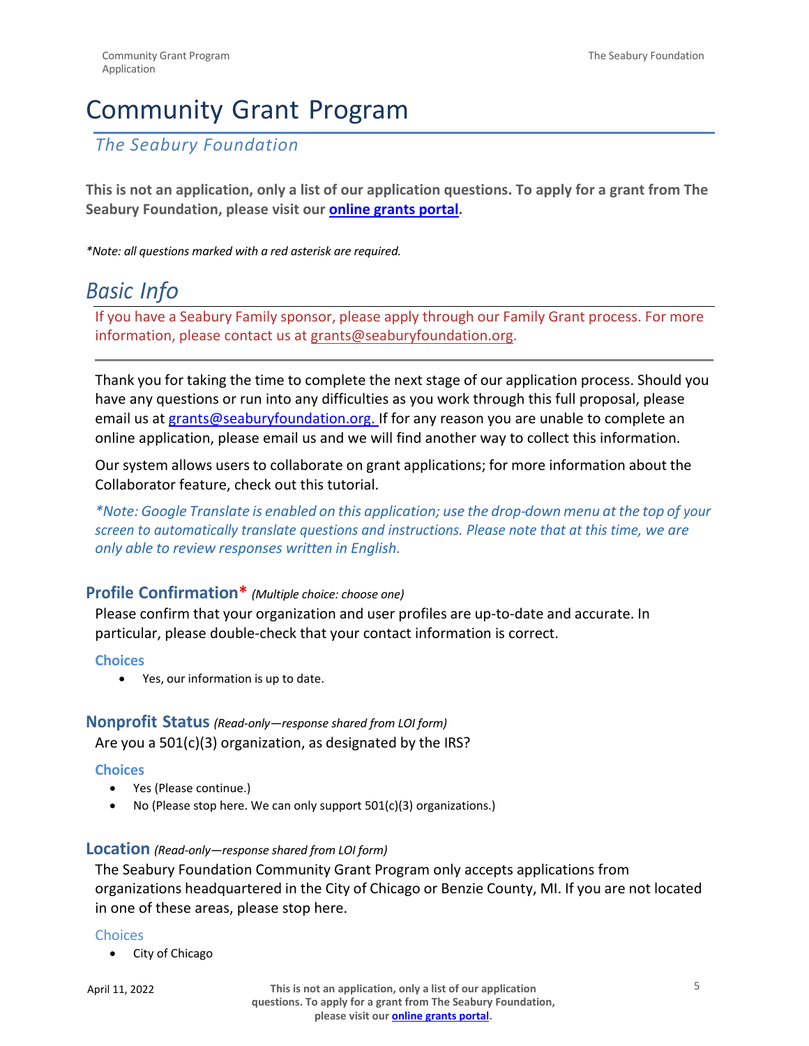# Community Grant Program

*The Seabury Foundation*

**This is not an application, only a list of our application questions. To apply for a grant from The Seabury Foundation, please visit our [online grants portal](#).**

*\*Note: all questions marked with a red asterisk are required.*

## *Basic Info*

If you have a Seabury Family sponsor, please apply through our Family Grant process. For more information, please contact us at grants@seaburyfoundation.org.

Thank you for taking the time to complete the next stage of our application process. Should you have any questions or run into any difficulties as you work through this full proposal, please email us at grants@seaburyfoundation.org. If for any reason you are unable to complete an online application, please email us and we will find another way to collect this information.

Our system allows users to collaborate on grant applications; for more information about the Collaborator feature, check out this tutorial.

*\*Note: Google Translate is enabled on this application; use the drop-down menu at the top of your screen to automatically translate questions and instructions. Please note that at this time, we are only able to review responses written in English.*

### Profile Confirmation* *(Multiple choice: choose one)*

Please confirm that your organization and user profiles are up-to-date and accurate. In particular, please double-check that your contact information is correct.

**Choices**

- Yes, our information is up to date.

### Nonprofit Status *(Read-only—response shared from LOI form)*

Are you a 501(c)(3) organization, as designated by the IRS?

**Choices**

- Yes (Please continue.)
- No (Please stop here. We can only support 501(c)(3) organizations.)

### Location *(Read-only—response shared from LOI form)*

The Seabury Foundation Community Grant Program only accepts applications from organizations headquartered in the City of Chicago or Benzie County, MI. If you are not located in one of these areas, please stop here.

**Choices**

- City of Chicago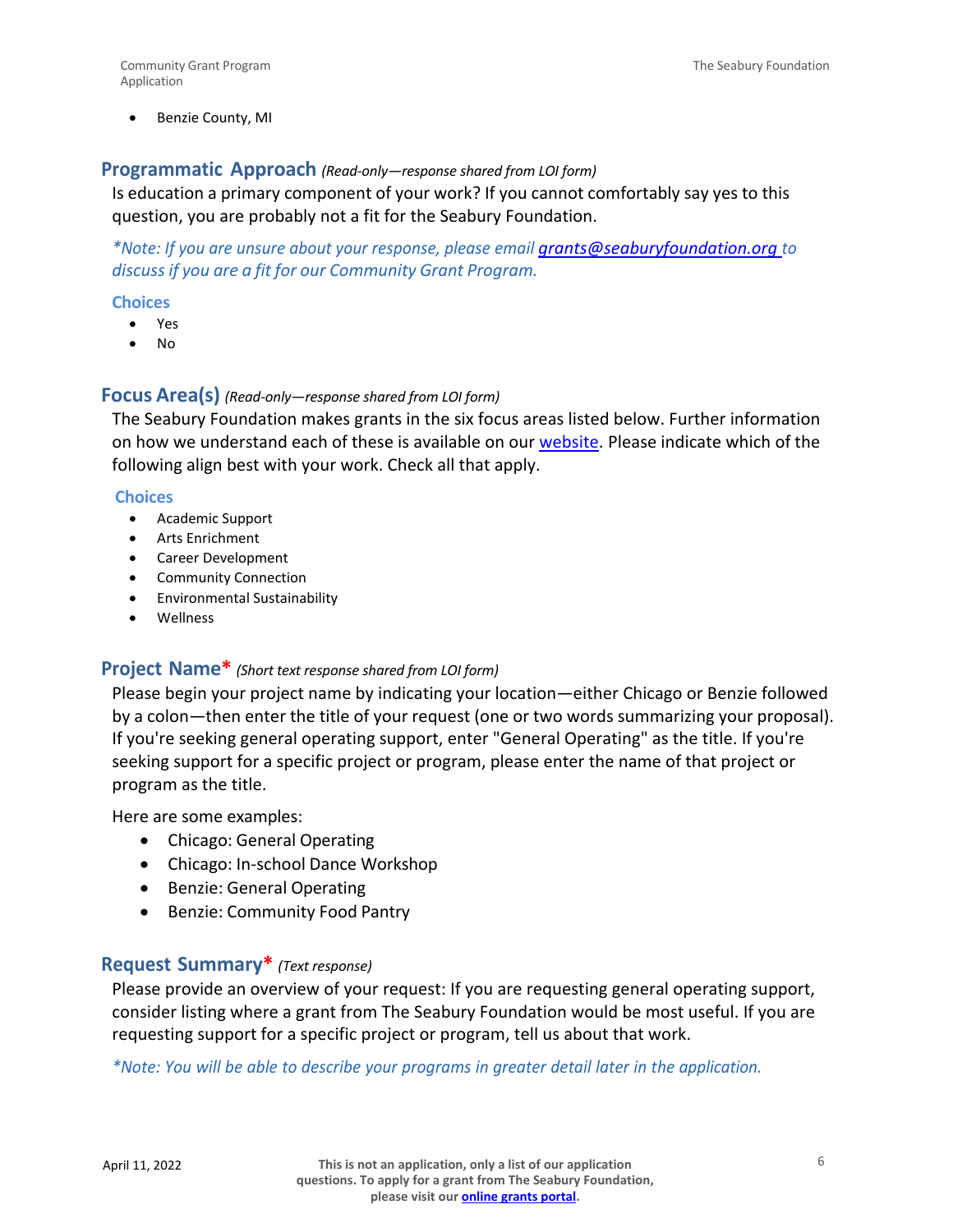- Benzie County, MI

## Programmatic Approach *(Read-only—response shared from LOI form)*

Is education a primary component of your work? If you cannot comfortably say yes to this question, you are probably not a fit for the Seabury Foundation.

*\*Note: If you are unsure about your response, please email **grants@seaburyfoundation.org** to discuss if you are a fit for our Community Grant Program.*

**Choices**

- Yes
- No

## Focus Area(s) *(Read-only—response shared from LOI form)*

The Seabury Foundation makes grants in the six focus areas listed below. Further information on how we understand each of these is available on our website. Please indicate which of the following align best with your work. Check all that apply.

**Choices**

- Academic Support
- Arts Enrichment
- Career Development
- Community Connection
- Environmental Sustainability
- Wellness

## Project Name* *(Short text response shared from LOI form)*

Please begin your project name by indicating your location—either Chicago or Benzie followed by a colon—then enter the title of your request (one or two words summarizing your proposal). If you're seeking general operating support, enter "General Operating" as the title. If you're seeking support for a specific project or program, please enter the name of that project or program as the title.

Here are some examples:

- Chicago: General Operating
- Chicago: In-school Dance Workshop
- Benzie: General Operating
- Benzie: Community Food Pantry

## Request Summary* *(Text response)*

Please provide an overview of your request: If you are requesting general operating support, consider listing where a grant from The Seabury Foundation would be most useful. If you are requesting support for a specific project or program, tell us about that work.

*\*Note: You will be able to describe your programs in greater detail later in the application.*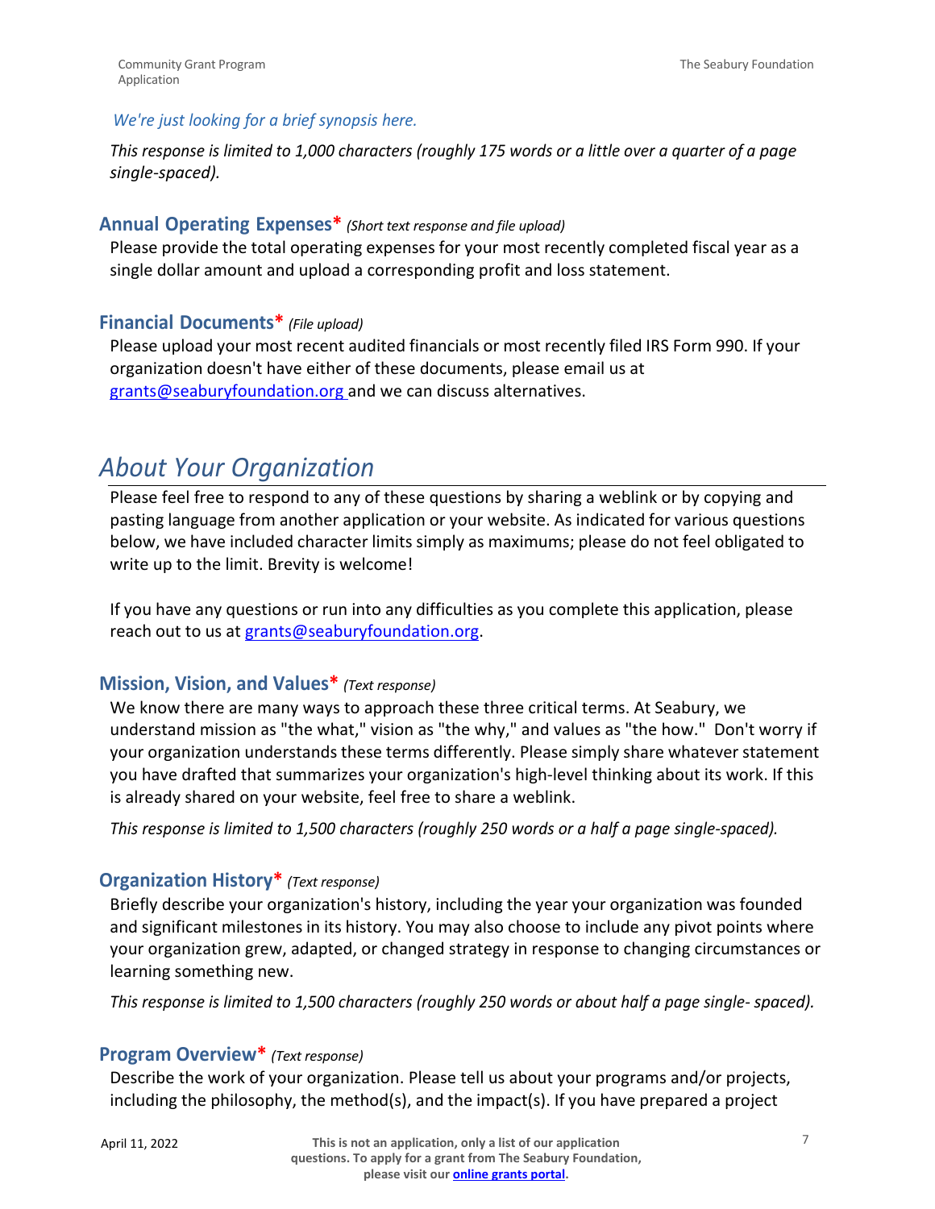*We're just looking for a brief synopsis here.*

*This response is limited to 1,000 characters (roughly 175 words or a little over a quarter of a page single-spaced).*

### Annual Operating Expenses* *(Short text response and file upload)*

Please provide the total operating expenses for your most recently completed fiscal year as a single dollar amount and upload a corresponding profit and loss statement.

### Financial Documents* *(File upload)*

Please upload your most recent audited financials or most recently filed IRS Form 990. If your organization doesn't have either of these documents, please email us at [grants@seaburyfoundation.org](mailto:grants@seaburyfoundation.org) and we can discuss alternatives.

## *About Your Organization*

Please feel free to respond to any of these questions by sharing a weblink or by copying and pasting language from another application or your website. As indicated for various questions below, we have included character limits simply as maximums; please do not feel obligated to write up to the limit. Brevity is welcome!

If you have any questions or run into any difficulties as you complete this application, please reach out to us at [grants@seaburyfoundation.org](mailto:grants@seaburyfoundation.org).

### Mission, Vision, and Values* *(Text response)*

We know there are many ways to approach these three critical terms. At Seabury, we understand mission as "the what," vision as "the why," and values as "the how." Don't worry if your organization understands these terms differently. Please simply share whatever statement you have drafted that summarizes your organization's high-level thinking about its work. If this is already shared on your website, feel free to share a weblink.

*This response is limited to 1,500 characters (roughly 250 words or a half a page single-spaced).*

### Organization History* *(Text response)*

Briefly describe your organization's history, including the year your organization was founded and significant milestones in its history. You may also choose to include any pivot points where your organization grew, adapted, or changed strategy in response to changing circumstances or learning something new.

*This response is limited to 1,500 characters (roughly 250 words or about half a page single- spaced).*

### Program Overview* *(Text response)*

Describe the work of your organization. Please tell us about your programs and/or projects, including the philosophy, the method(s), and the impact(s). If you have prepared a project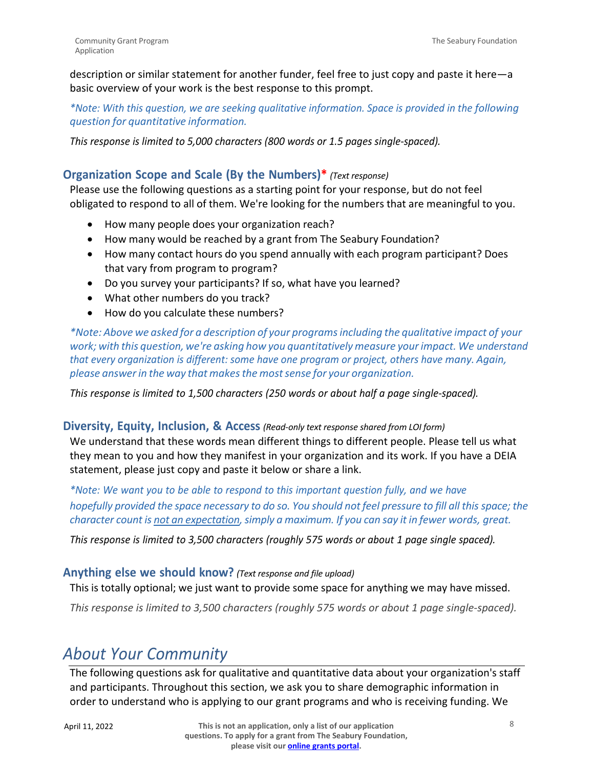description or similar statement for another funder, feel free to just copy and paste it here—a basic overview of your work is the best response to this prompt.

*\*Note: With this question, we are seeking qualitative information. Space is provided in the following question for quantitative information.*

*This response is limited to 5,000 characters (800 words or 1.5 pages single-spaced).*

### Organization Scope and Scale (By the Numbers)* *(Text response)*

Please use the following questions as a starting point for your response, but do not feel obligated to respond to all of them. We're looking for the numbers that are meaningful to you.

- How many people does your organization reach?
- How many would be reached by a grant from The Seabury Foundation?
- How many contact hours do you spend annually with each program participant? Does that vary from program to program?
- Do you survey your participants? If so, what have you learned?
- What other numbers do you track?
- How do you calculate these numbers?

*\*Note: Above we asked for a description of your programs including the qualitative impact of your work; with this question, we're asking how you quantitatively measure your impact. We understand that every organization is different: some have one program or project, others have many. Again, please answer in the way that makes the most sense for your organization.*

*This response is limited to 1,500 characters (250 words or about half a page single-spaced).*

### Diversity, Equity, Inclusion, & Access *(Read-only text response shared from LOI form)*

We understand that these words mean different things to different people. Please tell us what they mean to you and how they manifest in your organization and its work. If you have a DEIA statement, please just copy and paste it below or share a link.

*\*Note: We want you to be able to respond to this important question fully, and we have hopefully provided the space necessary to do so. You should not feel pressure to fill all this space; the character count is <u>not an expectation</u>, simply a maximum. If you can say it in fewer words, great.*

*This response is limited to 3,500 characters (roughly 575 words or about 1 page single spaced).*

### Anything else we should know? *(Text response and file upload)*

This is totally optional; we just want to provide some space for anything we may have missed.

*This response is limited to 3,500 characters (roughly 575 words or about 1 page single-spaced).*

## *About Your Community*

The following questions ask for qualitative and quantitative data about your organization's staff and participants. Throughout this section, we ask you to share demographic information in order to understand who is applying to our grant programs and who is receiving funding. We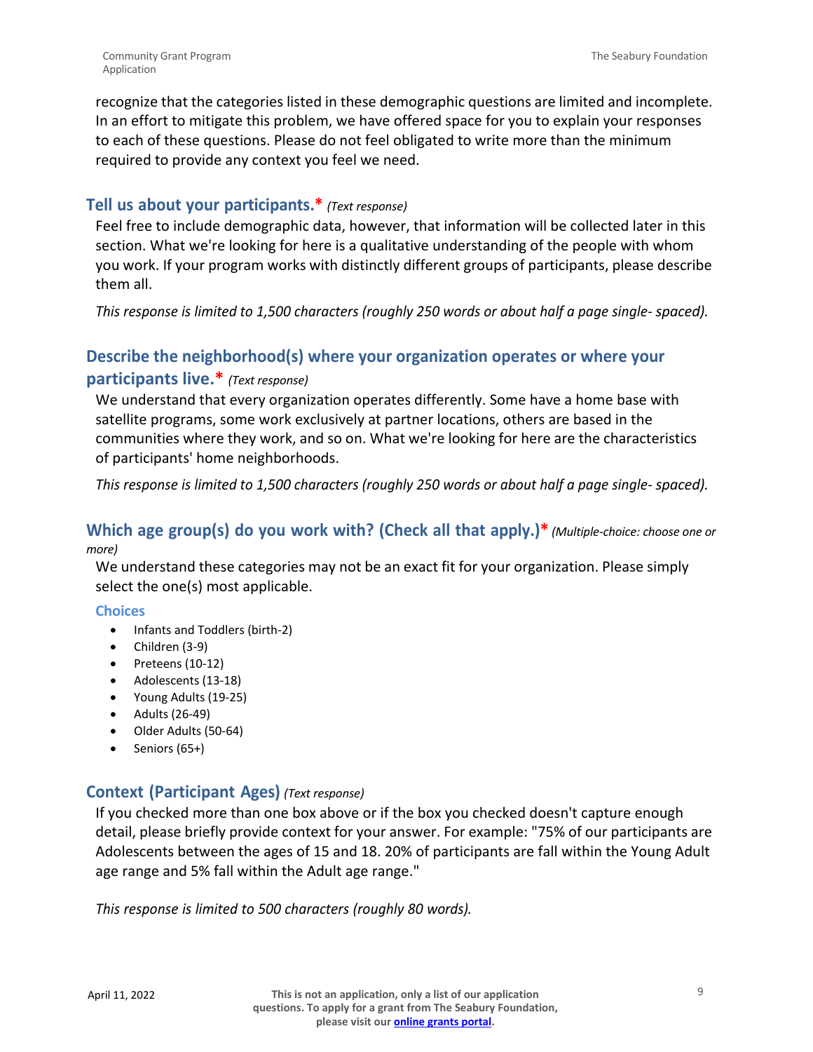recognize that the categories listed in these demographic questions are limited and incomplete. In an effort to mitigate this problem, we have offered space for you to explain your responses to each of these questions. Please do not feel obligated to write more than the minimum required to provide any context you feel we need.

### Tell us about your participants.* *(Text response)*

Feel free to include demographic data, however, that information will be collected later in this section. What we're looking for here is a qualitative understanding of the people with whom you work. If your program works with distinctly different groups of participants, please describe them all.

*This response is limited to 1,500 characters (roughly 250 words or about half a page single- spaced).*

### Describe the neighborhood(s) where your organization operates or where your participants live.* *(Text response)*

We understand that every organization operates differently. Some have a home base with satellite programs, some work exclusively at partner locations, others are based in the communities where they work, and so on. What we're looking for here are the characteristics of participants' home neighborhoods.

*This response is limited to 1,500 characters (roughly 250 words or about half a page single- spaced).*

### Which age group(s) do you work with? (Check all that apply.)* *(Multiple-choice: choose one or more)*

We understand these categories may not be an exact fit for your organization. Please simply select the one(s) most applicable.

#### Choices

- Infants and Toddlers (birth-2)
- Children (3-9)
- Preteens (10-12)
- Adolescents (13-18)
- Young Adults (19-25)
- Adults (26-49)
- Older Adults (50-64)
- Seniors (65+)

### Context (Participant Ages) *(Text response)*

If you checked more than one box above or if the box you checked doesn't capture enough detail, please briefly provide context for your answer. For example: "75% of our participants are Adolescents between the ages of 15 and 18. 20% of participants are fall within the Young Adult age range and 5% fall within the Adult age range."

*This response is limited to 500 characters (roughly 80 words).*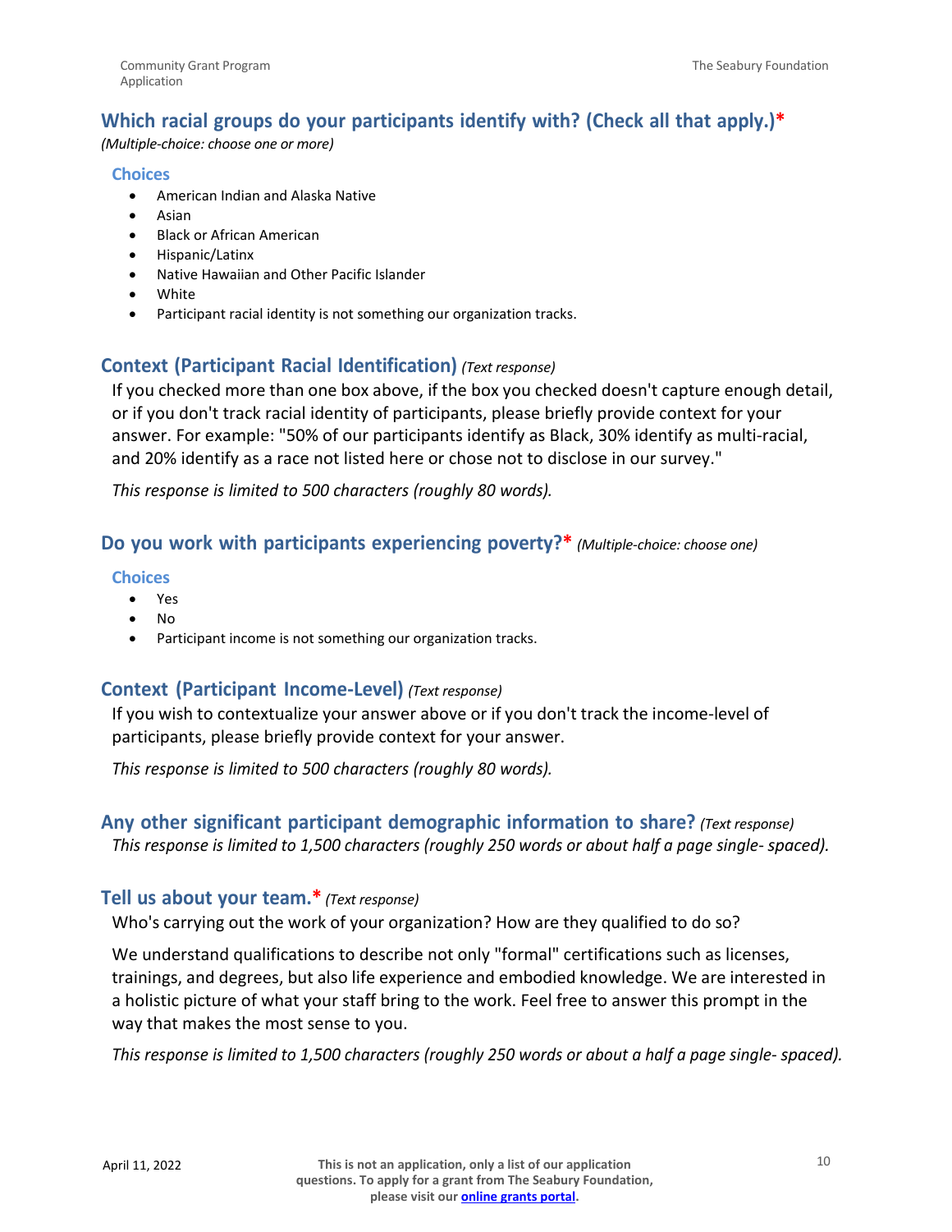## Which racial groups do your participants identify with? (Check all that apply.)*

*(Multiple-choice: choose one or more)*

### Choices

- American Indian and Alaska Native
- Asian
- Black or African American
- Hispanic/Latinx
- Native Hawaiian and Other Pacific Islander
- White
- Participant racial identity is not something our organization tracks.

## Context (Participant Racial Identification) *(Text response)*

If you checked more than one box above, if the box you checked doesn't capture enough detail, or if you don't track racial identity of participants, please briefly provide context for your answer. For example: "50% of our participants identify as Black, 30% identify as multi-racial, and 20% identify as a race not listed here or chose not to disclose in our survey."

*This response is limited to 500 characters (roughly 80 words).*

## Do you work with participants experiencing poverty?* *(Multiple-choice: choose one)*

### Choices

- Yes
- No
- Participant income is not something our organization tracks.

## Context (Participant Income-Level) *(Text response)*

If you wish to contextualize your answer above or if you don't track the income-level of participants, please briefly provide context for your answer.

*This response is limited to 500 characters (roughly 80 words).*

## Any other significant participant demographic information to share? *(Text response)*

*This response is limited to 1,500 characters (roughly 250 words or about half a page single- spaced).*

## Tell us about your team.* *(Text response)*

Who's carrying out the work of your organization? How are they qualified to do so?

We understand qualifications to describe not only "formal" certifications such as licenses, trainings, and degrees, but also life experience and embodied knowledge. We are interested in a holistic picture of what your staff bring to the work. Feel free to answer this prompt in the way that makes the most sense to you.

*This response is limited to 1,500 characters (roughly 250 words or about a half a page single- spaced).*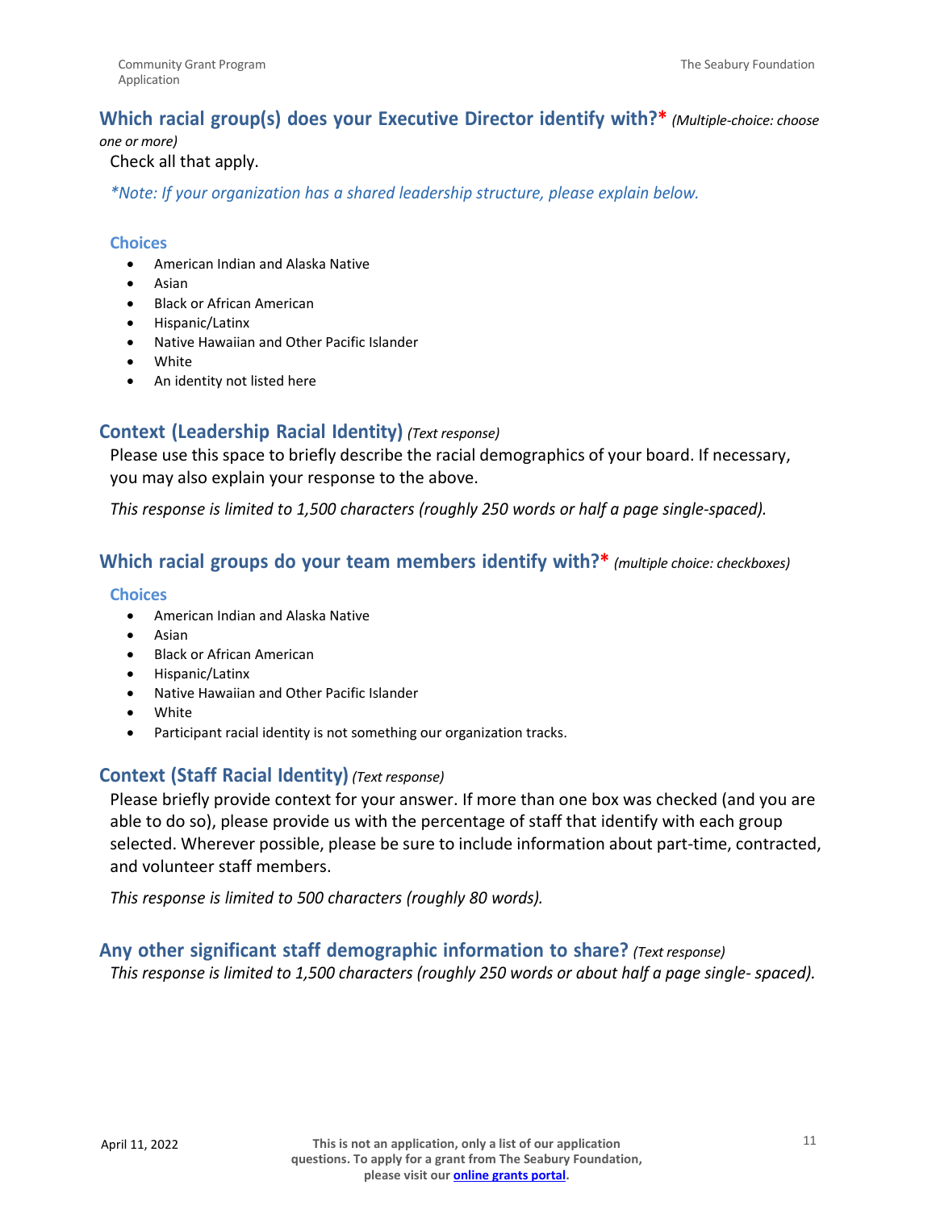## Which racial group(s) does your Executive Director identify with?* *(Multiple-choice: choose one or more)*

Check all that apply.

*\*Note: If your organization has a shared leadership structure, please explain below.*

### Choices

- American Indian and Alaska Native
- Asian
- Black or African American
- Hispanic/Latinx
- Native Hawaiian and Other Pacific Islander
- White
- An identity not listed here

## Context (Leadership Racial Identity) *(Text response)*

Please use this space to briefly describe the racial demographics of your board. If necessary, you may also explain your response to the above.

*This response is limited to 1,500 characters (roughly 250 words or half a page single-spaced).*

## Which racial groups do your team members identify with?* *(multiple choice: checkboxes)*

### Choices

- American Indian and Alaska Native
- Asian
- Black or African American
- Hispanic/Latinx
- Native Hawaiian and Other Pacific Islander
- White
- Participant racial identity is not something our organization tracks.

## Context (Staff Racial Identity) *(Text response)*

Please briefly provide context for your answer. If more than one box was checked (and you are able to do so), please provide us with the percentage of staff that identify with each group selected. Wherever possible, please be sure to include information about part-time, contracted, and volunteer staff members.

*This response is limited to 500 characters (roughly 80 words).*

## Any other significant staff demographic information to share? *(Text response)*

*This response is limited to 1,500 characters (roughly 250 words or about half a page single- spaced).*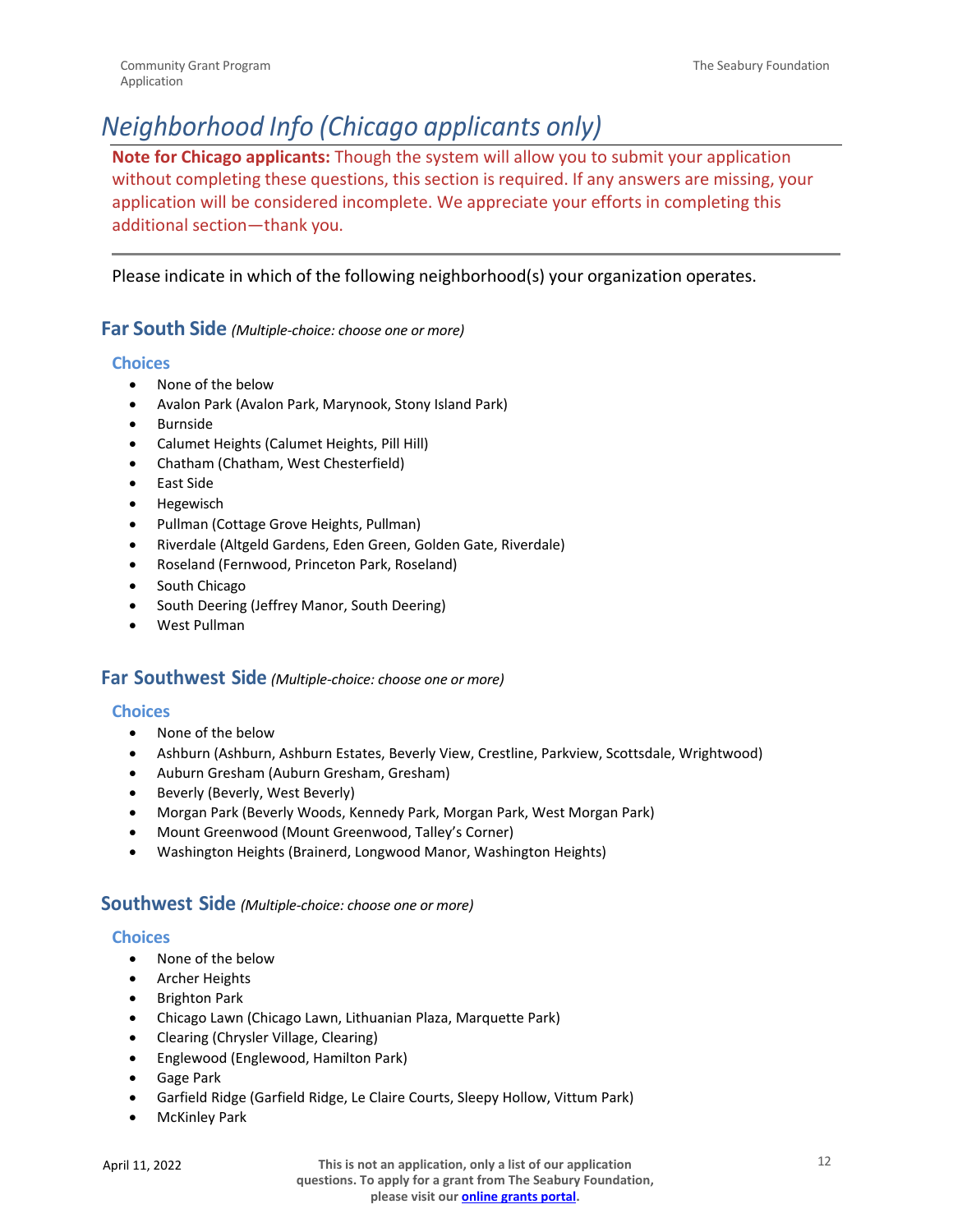# *Neighborhood Info (Chicago applicants only)*

**Note for Chicago applicants:** Though the system will allow you to submit your application without completing these questions, this section is required. If any answers are missing, your application will be considered incomplete. We appreciate your efforts in completing this additional section—thank you.

---

Please indicate in which of the following neighborhood(s) your organization operates.

## Far South Side *(Multiple-choice: choose one or more)*

### Choices

- None of the below
- Avalon Park (Avalon Park, Marynook, Stony Island Park)
- Burnside
- Calumet Heights (Calumet Heights, Pill Hill)
- Chatham (Chatham, West Chesterfield)
- East Side
- Hegewisch
- Pullman (Cottage Grove Heights, Pullman)
- Riverdale (Altgeld Gardens, Eden Green, Golden Gate, Riverdale)
- Roseland (Fernwood, Princeton Park, Roseland)
- South Chicago
- South Deering (Jeffrey Manor, South Deering)
- West Pullman

## Far Southwest Side *(Multiple-choice: choose one or more)*

### Choices

- None of the below
- Ashburn (Ashburn, Ashburn Estates, Beverly View, Crestline, Parkview, Scottsdale, Wrightwood)
- Auburn Gresham (Auburn Gresham, Gresham)
- Beverly (Beverly, West Beverly)
- Morgan Park (Beverly Woods, Kennedy Park, Morgan Park, West Morgan Park)
- Mount Greenwood (Mount Greenwood, Talley's Corner)
- Washington Heights (Brainerd, Longwood Manor, Washington Heights)

## Southwest Side *(Multiple-choice: choose one or more)*

### Choices

- None of the below
- Archer Heights
- Brighton Park
- Chicago Lawn (Chicago Lawn, Lithuanian Plaza, Marquette Park)
- Clearing (Chrysler Village, Clearing)
- Englewood (Englewood, Hamilton Park)
- Gage Park
- Garfield Ridge (Garfield Ridge, Le Claire Courts, Sleepy Hollow, Vittum Park)
- McKinley Park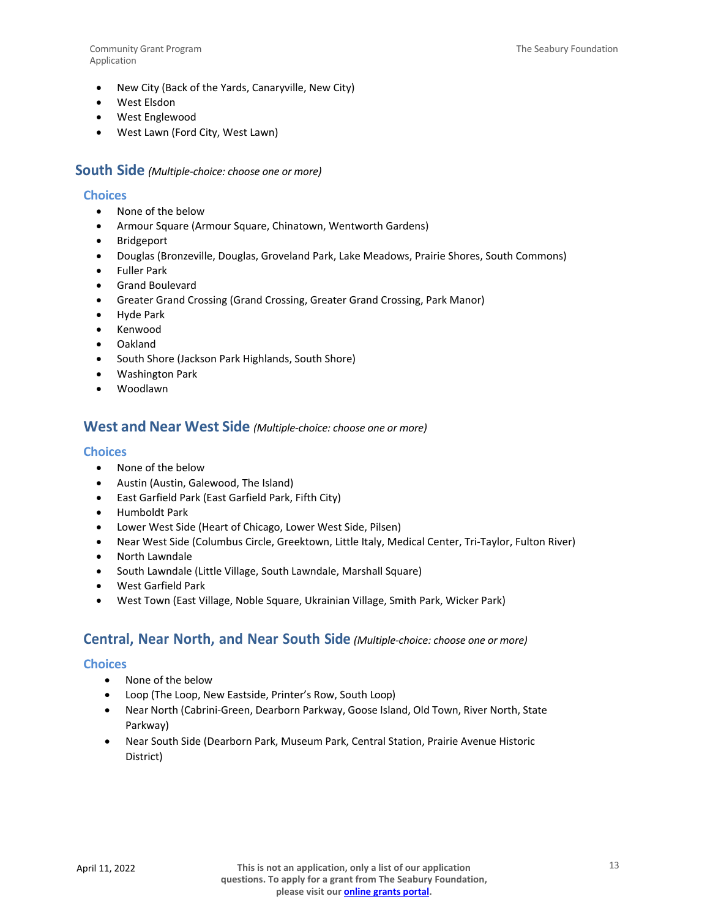- New City (Back of the Yards, Canaryville, New City)
- West Elsdon
- West Englewood
- West Lawn (Ford City, West Lawn)

## South Side *(Multiple-choice: choose one or more)*

### Choices

- None of the below
- Armour Square (Armour Square, Chinatown, Wentworth Gardens)
- Bridgeport
- Douglas (Bronzeville, Douglas, Groveland Park, Lake Meadows, Prairie Shores, South Commons)
- Fuller Park
- Grand Boulevard
- Greater Grand Crossing (Grand Crossing, Greater Grand Crossing, Park Manor)
- Hyde Park
- Kenwood
- Oakland
- South Shore (Jackson Park Highlands, South Shore)
- Washington Park
- Woodlawn

## West and Near West Side *(Multiple-choice: choose one or more)*

### Choices

- None of the below
- Austin (Austin, Galewood, The Island)
- East Garfield Park (East Garfield Park, Fifth City)
- Humboldt Park
- Lower West Side (Heart of Chicago, Lower West Side, Pilsen)
- Near West Side (Columbus Circle, Greektown, Little Italy, Medical Center, Tri-Taylor, Fulton River)
- North Lawndale
- South Lawndale (Little Village, South Lawndale, Marshall Square)
- West Garfield Park
- West Town (East Village, Noble Square, Ukrainian Village, Smith Park, Wicker Park)

## Central, Near North, and Near South Side *(Multiple-choice: choose one or more)*

### Choices

- None of the below
- Loop (The Loop, New Eastside, Printer's Row, South Loop)
- Near North (Cabrini-Green, Dearborn Parkway, Goose Island, Old Town, River North, State Parkway)
- Near South Side (Dearborn Park, Museum Park, Central Station, Prairie Avenue Historic District)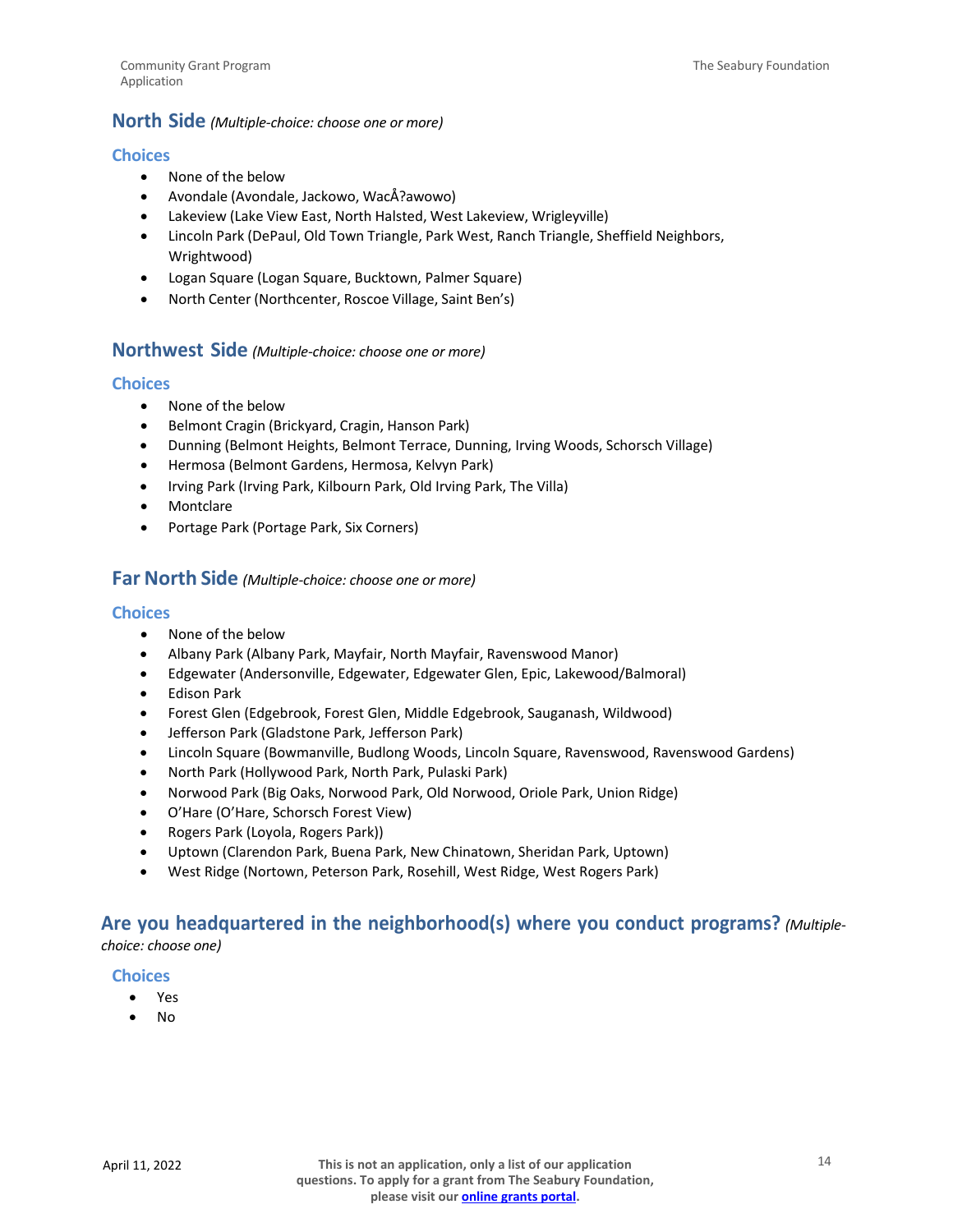## North Side *(Multiple-choice: choose one or more)*

### Choices

- None of the below
- Avondale (Avondale, Jackowo, WacÅ?awowo)
- Lakeview (Lake View East, North Halsted, West Lakeview, Wrigleyville)
- Lincoln Park (DePaul, Old Town Triangle, Park West, Ranch Triangle, Sheffield Neighbors, Wrightwood)
- Logan Square (Logan Square, Bucktown, Palmer Square)
- North Center (Northcenter, Roscoe Village, Saint Ben's)

## Northwest Side *(Multiple-choice: choose one or more)*

### Choices

- None of the below
- Belmont Cragin (Brickyard, Cragin, Hanson Park)
- Dunning (Belmont Heights, Belmont Terrace, Dunning, Irving Woods, Schorsch Village)
- Hermosa (Belmont Gardens, Hermosa, Kelvyn Park)
- Irving Park (Irving Park, Kilbourn Park, Old Irving Park, The Villa)
- Montclare
- Portage Park (Portage Park, Six Corners)

## Far North Side *(Multiple-choice: choose one or more)*

### Choices

- None of the below
- Albany Park (Albany Park, Mayfair, North Mayfair, Ravenswood Manor)
- Edgewater (Andersonville, Edgewater, Edgewater Glen, Epic, Lakewood/Balmoral)
- Edison Park
- Forest Glen (Edgebrook, Forest Glen, Middle Edgebrook, Sauganash, Wildwood)
- Jefferson Park (Gladstone Park, Jefferson Park)
- Lincoln Square (Bowmanville, Budlong Woods, Lincoln Square, Ravenswood, Ravenswood Gardens)
- North Park (Hollywood Park, North Park, Pulaski Park)
- Norwood Park (Big Oaks, Norwood Park, Old Norwood, Oriole Park, Union Ridge)
- O'Hare (O'Hare, Schorsch Forest View)
- Rogers Park (Loyola, Rogers Park))
- Uptown (Clarendon Park, Buena Park, New Chinatown, Sheridan Park, Uptown)
- West Ridge (Nortown, Peterson Park, Rosehill, West Ridge, West Rogers Park)

## Are you headquartered in the neighborhood(s) where you conduct programs? *(Multiple-choice: choose one)*

### Choices

- Yes
- No

April 11, 2022

**This is not an application, only a list of our application questions. To apply for a grant from The Seabury Foundation, please visit our [online grants portal](#).**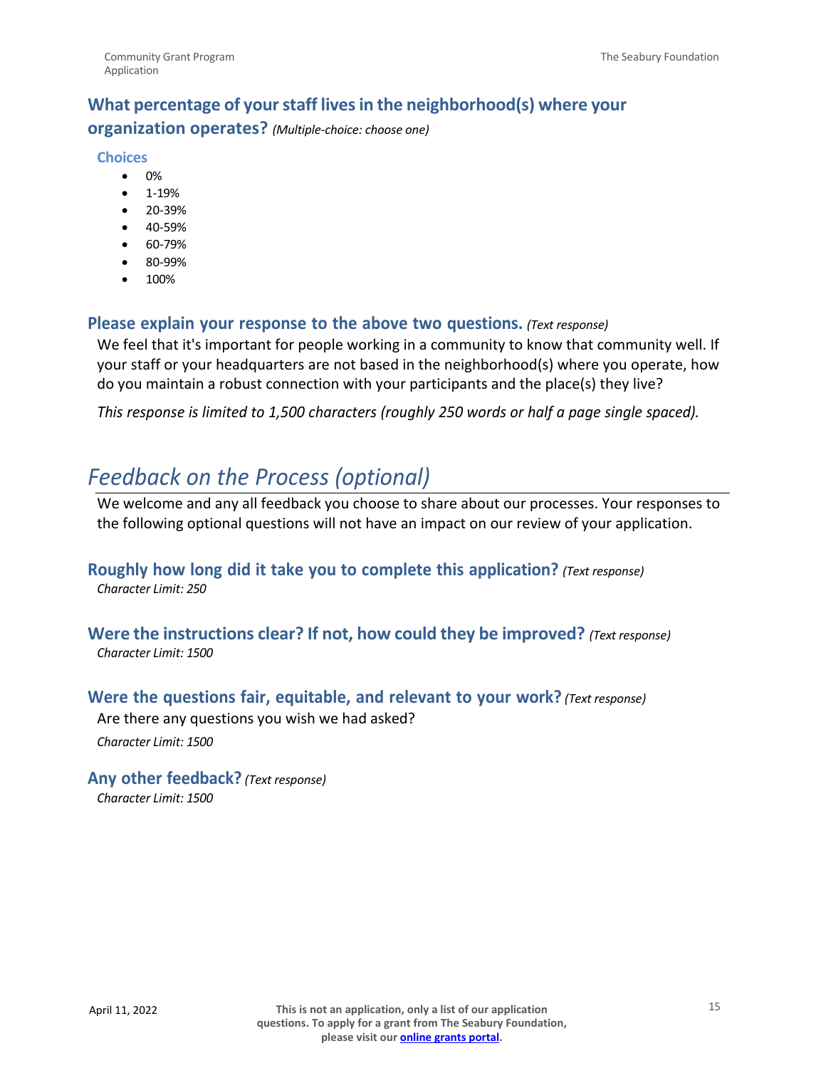### What percentage of your staff lives in the neighborhood(s) where your organization operates? *(Multiple-choice: choose one)*

**Choices**

- 0%
- 1-19%
- 20-39%
- 40-59%
- 60-79%
- 80-99%
- 100%

### Please explain your response to the above two questions. *(Text response)*

We feel that it's important for people working in a community to know that community well. If your staff or your headquarters are not based in the neighborhood(s) where you operate, how do you maintain a robust connection with your participants and the place(s) they live?

*This response is limited to 1,500 characters (roughly 250 words or half a page single spaced).*

## *Feedback on the Process (optional)*

We welcome and any all feedback you choose to share about our processes. Your responses to the following optional questions will not have an impact on our review of your application.

### Roughly how long did it take you to complete this application? *(Text response)*

*Character Limit: 250*

### Were the instructions clear? If not, how could they be improved? *(Text response)*

*Character Limit: 1500*

### Were the questions fair, equitable, and relevant to your work? *(Text response)*

Are there any questions you wish we had asked?

*Character Limit: 1500*

### Any other feedback? *(Text response)*

*Character Limit: 1500*

April 11, 2022

**This is not an application, only a list of our application questions. To apply for a grant from The Seabury Foundation, please visit our online grants portal.**